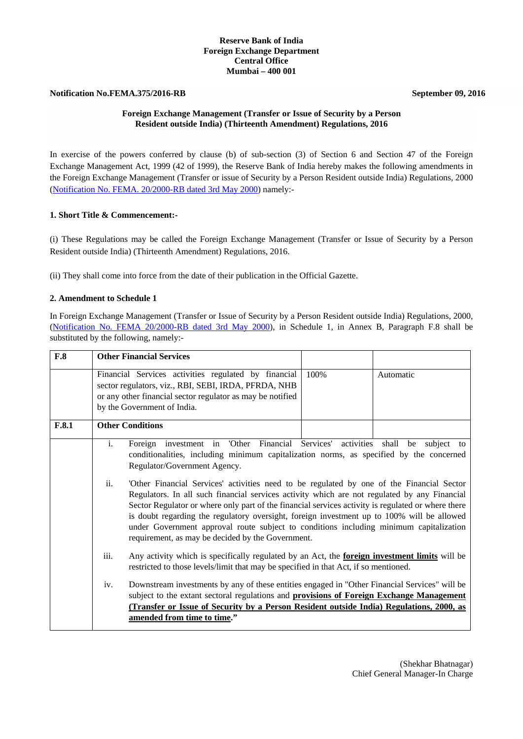**Reserve Bank of India**
**Foreign Exchange Department**
**Central Office**
**Mumbai – 400 001**

**Notification No.FEMA.375/2016-RB** **September 09, 2016**

## Foreign Exchange Management (Transfer or Issue of Security by a Person Resident outside India) (Thirteenth Amendment) Regulations, 2016

In exercise of the powers conferred by clause (b) of sub-section (3) of Section 6 and Section 47 of the Foreign Exchange Management Act, 1999 (42 of 1999), the Reserve Bank of India hereby makes the following amendments in the Foreign Exchange Management (Transfer or issue of Security by a Person Resident outside India) Regulations, 2000 (Notification No. FEMA. 20/2000-RB dated 3rd May 2000) namely:-

**1. Short Title & Commencement:-**

(i) These Regulations may be called the Foreign Exchange Management (Transfer or Issue of Security by a Person Resident outside India) (Thirteenth Amendment) Regulations, 2016.

(ii) They shall come into force from the date of their publication in the Official Gazette.

**2. Amendment to Schedule 1**

In Foreign Exchange Management (Transfer or Issue of Security by a Person Resident outside India) Regulations, 2000, (Notification No. FEMA 20/2000-RB dated 3rd May 2000), in Schedule 1, in Annex B, Paragraph F.8 shall be substituted by the following, namely:-

| **F.8** | **Other Financial Services** | | |
|---|---|---|---|
| | Financial Services activities regulated by financial sector regulators, viz., RBI, SEBI, IRDA, PFRDA, NHB or any other financial sector regulator as may be notified by the Government of India. | 100% | Automatic |
| **F.8.1** | **Other Conditions** | | |
| | i. Foreign investment in 'Other Financial Services' activities shall be subject to conditionalities, including minimum capitalization norms, as specified by the concerned Regulator/Government Agency.<br><br>ii. 'Other Financial Services' activities need to be regulated by one of the Financial Sector Regulators. In all such financial services activity which are not regulated by any Financial Sector Regulator or where only part of the financial services activity is regulated or where there is doubt regarding the regulatory oversight, foreign investment up to 100% will be allowed under Government approval route subject to conditions including minimum capitalization requirement, as may be decided by the Government.<br><br>iii. Any activity which is specifically regulated by an Act, the **foreign investment limits** will be restricted to those levels/limit that may be specified in that Act, if so mentioned.<br><br>iv. Downstream investments by any of these entities engaged in "Other Financial Services" will be subject to the extant sectoral regulations and **provisions of Foreign Exchange Management (Transfer or Issue of Security by a Person Resident outside India) Regulations, 2000, as amended from time to time**." | | |

(Shekhar Bhatnagar)
Chief General Manager-In Charge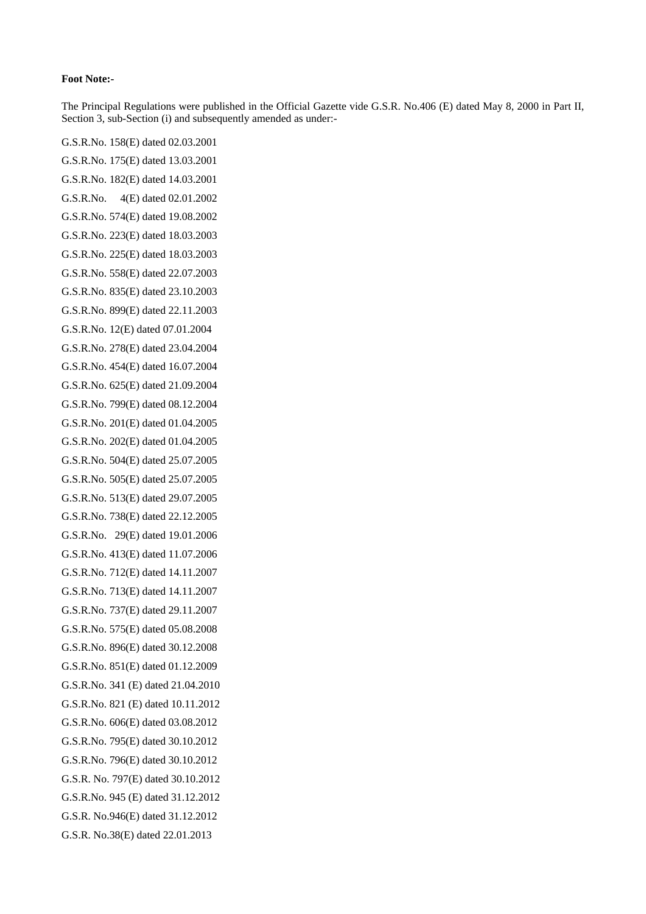**Foot Note:-**

The Principal Regulations were published in the Official Gazette vide G.S.R. No.406 (E) dated May 8, 2000 in Part II, Section 3, sub-Section (i) and subsequently amended as under:-

G.S.R.No. 158(E) dated 02.03.2001

G.S.R.No. 175(E) dated 13.03.2001

G.S.R.No. 182(E) dated 14.03.2001

G.S.R.No. 4(E) dated 02.01.2002

G.S.R.No. 574(E) dated 19.08.2002

G.S.R.No. 223(E) dated 18.03.2003

G.S.R.No. 225(E) dated 18.03.2003

G.S.R.No. 558(E) dated 22.07.2003

G.S.R.No. 835(E) dated 23.10.2003

G.S.R.No. 899(E) dated 22.11.2003

G.S.R.No. 12(E) dated 07.01.2004

G.S.R.No. 278(E) dated 23.04.2004

G.S.R.No. 454(E) dated 16.07.2004

G.S.R.No. 625(E) dated 21.09.2004

G.S.R.No. 799(E) dated 08.12.2004

G.S.R.No. 201(E) dated 01.04.2005

G.S.R.No. 202(E) dated 01.04.2005

G.S.R.No. 504(E) dated 25.07.2005

G.S.R.No. 505(E) dated 25.07.2005

G.S.R.No. 513(E) dated 29.07.2005

G.S.R.No. 738(E) dated 22.12.2005

G.S.R.No. 29(E) dated 19.01.2006

G.S.R.No. 413(E) dated 11.07.2006

G.S.R.No. 712(E) dated 14.11.2007

G.S.R.No. 713(E) dated 14.11.2007

G.S.R.No. 737(E) dated 29.11.2007

G.S.R.No. 575(E) dated 05.08.2008

G.S.R.No. 896(E) dated 30.12.2008

G.S.R.No. 851(E) dated 01.12.2009

G.S.R.No. 341 (E) dated 21.04.2010

G.S.R.No. 821 (E) dated 10.11.2012

G.S.R.No. 606(E) dated 03.08.2012

G.S.R.No. 795(E) dated 30.10.2012

G.S.R.No. 796(E) dated 30.10.2012

G.S.R. No. 797(E) dated 30.10.2012

G.S.R.No. 945 (E) dated 31.12.2012

G.S.R. No.946(E) dated 31.12.2012

G.S.R. No.38(E) dated 22.01.2013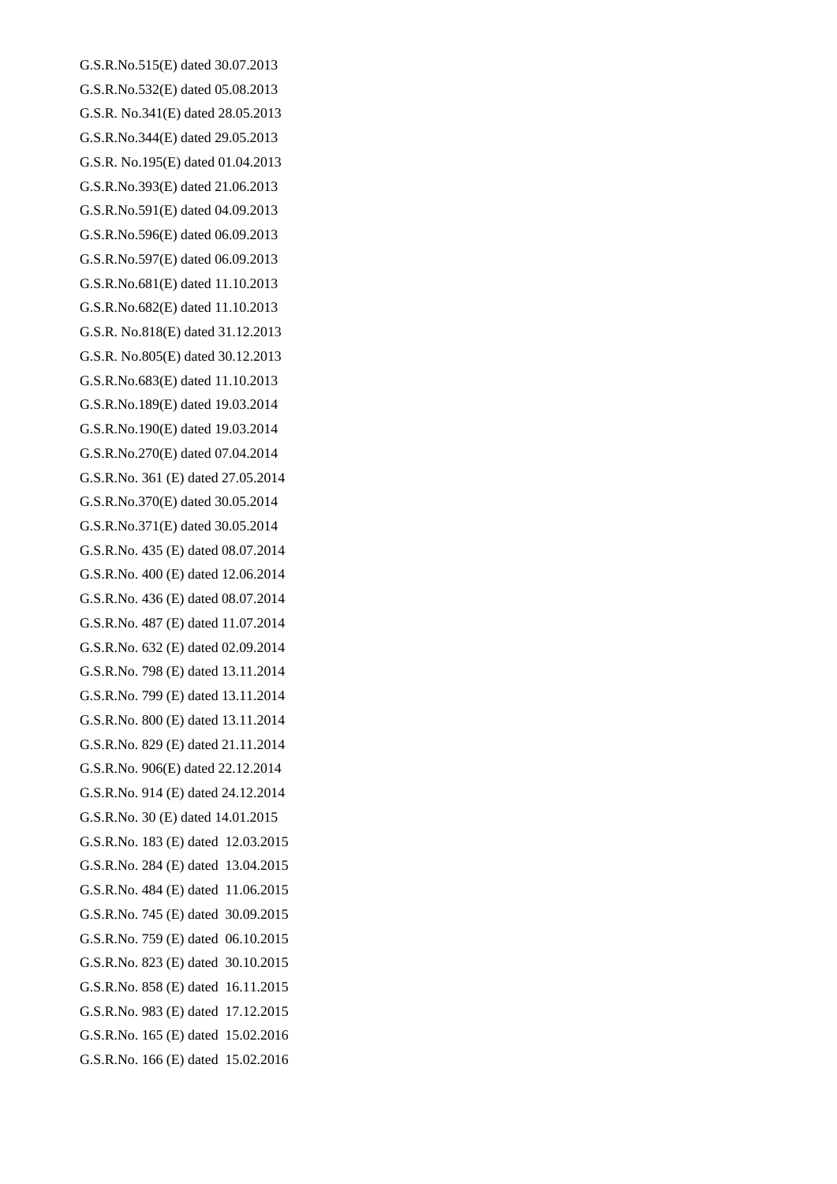G.S.R.No.515(E) dated 30.07.2013

G.S.R.No.532(E) dated 05.08.2013

G.S.R. No.341(E) dated 28.05.2013

G.S.R.No.344(E) dated 29.05.2013

G.S.R. No.195(E) dated 01.04.2013

G.S.R.No.393(E) dated 21.06.2013

G.S.R.No.591(E) dated 04.09.2013

G.S.R.No.596(E) dated 06.09.2013

G.S.R.No.597(E) dated 06.09.2013

G.S.R.No.681(E) dated 11.10.2013

G.S.R.No.682(E) dated 11.10.2013

G.S.R. No.818(E) dated 31.12.2013

G.S.R. No.805(E) dated 30.12.2013

G.S.R.No.683(E) dated 11.10.2013

G.S.R.No.189(E) dated 19.03.2014

G.S.R.No.190(E) dated 19.03.2014

G.S.R.No.270(E) dated 07.04.2014

G.S.R.No. 361 (E) dated 27.05.2014

G.S.R.No.370(E) dated 30.05.2014

G.S.R.No.371(E) dated 30.05.2014

G.S.R.No. 435 (E) dated 08.07.2014

G.S.R.No. 400 (E) dated 12.06.2014

G.S.R.No. 436 (E) dated 08.07.2014

G.S.R.No. 487 (E) dated 11.07.2014

G.S.R.No. 632 (E) dated 02.09.2014

G.S.R.No. 798 (E) dated 13.11.2014

G.S.R.No. 799 (E) dated 13.11.2014

G.S.R.No. 800 (E) dated 13.11.2014

G.S.R.No. 829 (E) dated 21.11.2014

G.S.R.No. 906(E) dated 22.12.2014

G.S.R.No. 914 (E) dated 24.12.2014

G.S.R.No. 30 (E) dated 14.01.2015

G.S.R.No. 183 (E) dated 12.03.2015

G.S.R.No. 284 (E) dated 13.04.2015

G.S.R.No. 484 (E) dated 11.06.2015

G.S.R.No. 745 (E) dated 30.09.2015

G.S.R.No. 759 (E) dated 06.10.2015

G.S.R.No. 823 (E) dated 30.10.2015

G.S.R.No. 858 (E) dated 16.11.2015

G.S.R.No. 983 (E) dated 17.12.2015

G.S.R.No. 165 (E) dated 15.02.2016

G.S.R.No. 166 (E) dated 15.02.2016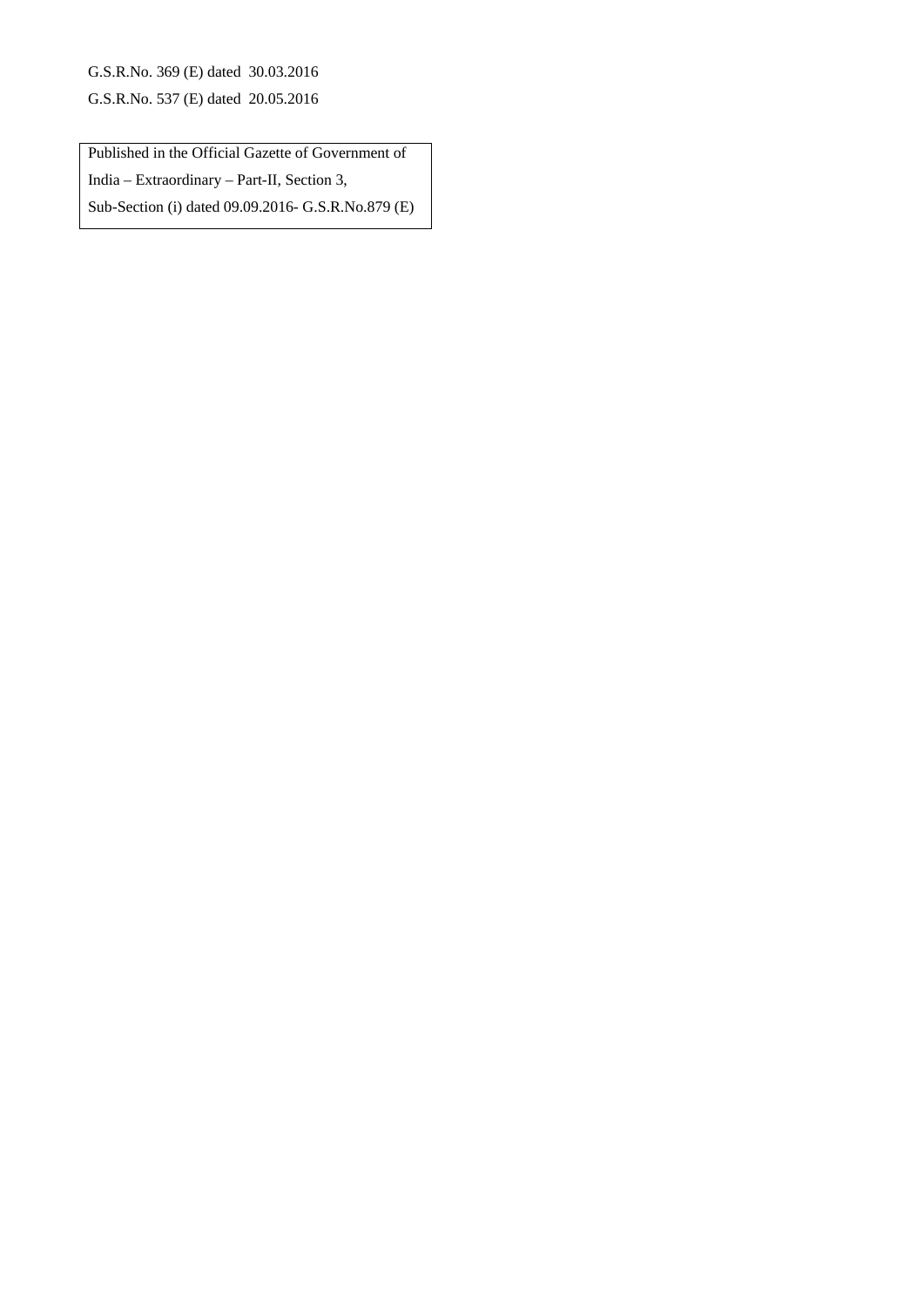G.S.R.No. 369 (E) dated 30.03.2016

G.S.R.No. 537 (E) dated 20.05.2016

Published in the Official Gazette of Government of India – Extraordinary – Part-II, Section 3, Sub-Section (i) dated 09.09.2016- G.S.R.No.879 (E)